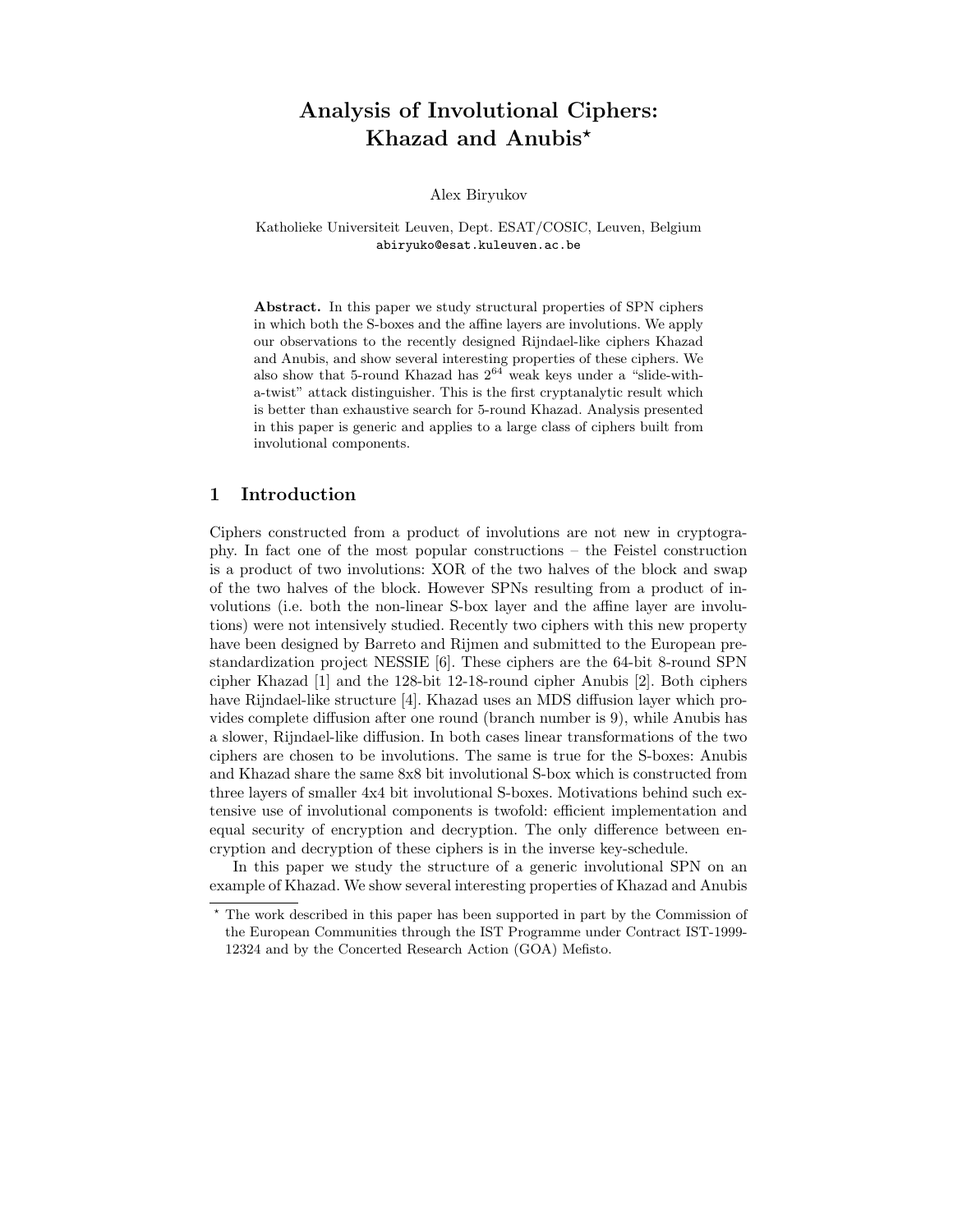# Analysis of Involutional Ciphers: Khazad and Anubis*

Alex Biryukov

Katholieke Universiteit Leuven, Dept. ESAT/COSIC, Leuven, Belgium
abiryuko@esat.kuleuven.ac.be

**Abstract.** In this paper we study structural properties of SPN ciphers in which both the S-boxes and the affine layers are involutions. We apply our observations to the recently designed Rijndael-like ciphers Khazad and Anubis, and show several interesting properties of these ciphers. We also show that 5-round Khazad has $2^{64}$ weak keys under a "slide-with-a-twist" attack distinguisher. This is the first cryptanalytic result which is better than exhaustive search for 5-round Khazad. Analysis presented in this paper is generic and applies to a large class of ciphers built from involutional components.

## 1 Introduction

Ciphers constructed from a product of involutions are not new in cryptography. In fact one of the most popular constructions – the Feistel construction is a product of two involutions: XOR of the two halves of the block and swap of the two halves of the block. However SPNs resulting from a product of involutions (i.e. both the non-linear S-box layer and the affine layer are involutions) were not intensively studied. Recently two ciphers with this new property have been designed by Barreto and Rijmen and submitted to the European prestandardization project NESSIE [6]. These ciphers are the 64-bit 8-round SPN cipher Khazad [1] and the 128-bit 12-18-round cipher Anubis [2]. Both ciphers have Rijndael-like structure [4]. Khazad uses an MDS diffusion layer which provides complete diffusion after one round (branch number is 9), while Anubis has a slower, Rijndael-like diffusion. In both cases linear transformations of the two ciphers are chosen to be involutions. The same is true for the S-boxes: Anubis and Khazad share the same 8x8 bit involutional S-box which is constructed from three layers of smaller 4x4 bit involutional S-boxes. Motivations behind such extensive use of involutional components is twofold: efficient implementation and equal security of encryption and decryption. The only difference between encryption and decryption of these ciphers is in the inverse key-schedule.

In this paper we study the structure of a generic involutional SPN on an example of Khazad. We show several interesting properties of Khazad and Anubis

---

* The work described in this paper has been supported in part by the Commission of the European Communities through the IST Programme under Contract IST-1999-12324 and by the Concerted Research Action (GOA) Mefisto.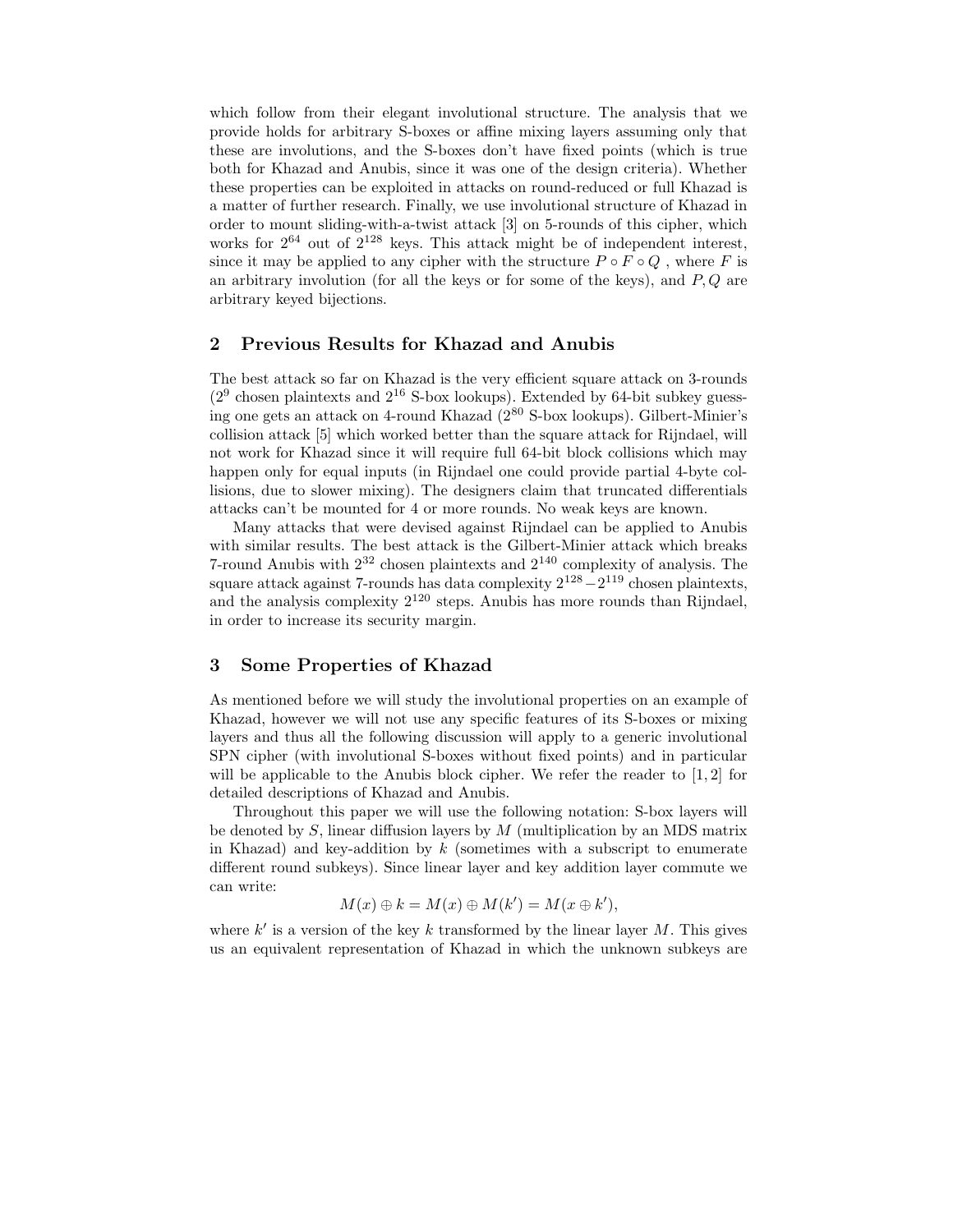which follow from their elegant involutional structure. The analysis that we provide holds for arbitrary S-boxes or affine mixing layers assuming only that these are involutions, and the S-boxes don't have fixed points (which is true both for Khazad and Anubis, since it was one of the design criteria). Whether these properties can be exploited in attacks on round-reduced or full Khazad is a matter of further research. Finally, we use involutional structure of Khazad in order to mount sliding-with-a-twist attack [3] on 5-rounds of this cipher, which works for $2^{64}$ out of $2^{128}$ keys. This attack might be of independent interest, since it may be applied to any cipher with the structure $P \circ F \circ Q$ , where $F$ is an arbitrary involution (for all the keys or for some of the keys), and $P, Q$ are arbitrary keyed bijections.

## 2 Previous Results for Khazad and Anubis

The best attack so far on Khazad is the very efficient square attack on 3-rounds ($2^9$ chosen plaintexts and $2^{16}$ S-box lookups). Extended by 64-bit subkey guessing one gets an attack on 4-round Khazad ($2^{80}$ S-box lookups). Gilbert-Minier's collision attack [5] which worked better than the square attack for Rijndael, will not work for Khazad since it will require full 64-bit block collisions which may happen only for equal inputs (in Rijndael one could provide partial 4-byte collisions, due to slower mixing). The designers claim that truncated differentials attacks can't be mounted for 4 or more rounds. No weak keys are known.

Many attacks that were devised against Rijndael can be applied to Anubis with similar results. The best attack is the Gilbert-Minier attack which breaks 7-round Anubis with $2^{32}$ chosen plaintexts and $2^{140}$ complexity of analysis. The square attack against 7-rounds has data complexity $2^{128} - 2^{119}$ chosen plaintexts, and the analysis complexity $2^{120}$ steps. Anubis has more rounds than Rijndael, in order to increase its security margin.

## 3 Some Properties of Khazad

As mentioned before we will study the involutional properties on an example of Khazad, however we will not use any specific features of its S-boxes or mixing layers and thus all the following discussion will apply to a generic involutional SPN cipher (with involutional S-boxes without fixed points) and in particular will be applicable to the Anubis block cipher. We refer the reader to [1, 2] for detailed descriptions of Khazad and Anubis.

Throughout this paper we will use the following notation: S-box layers will be denoted by $S$, linear diffusion layers by $M$ (multiplication by an MDS matrix in Khazad) and key-addition by $k$ (sometimes with a subscript to enumerate different round subkeys). Since linear layer and key addition layer commute we can write:

$$M(x) \oplus k = M(x) \oplus M(k') = M(x \oplus k'),$$

where $k'$ is a version of the key $k$ transformed by the linear layer $M$. This gives us an equivalent representation of Khazad in which the unknown subkeys are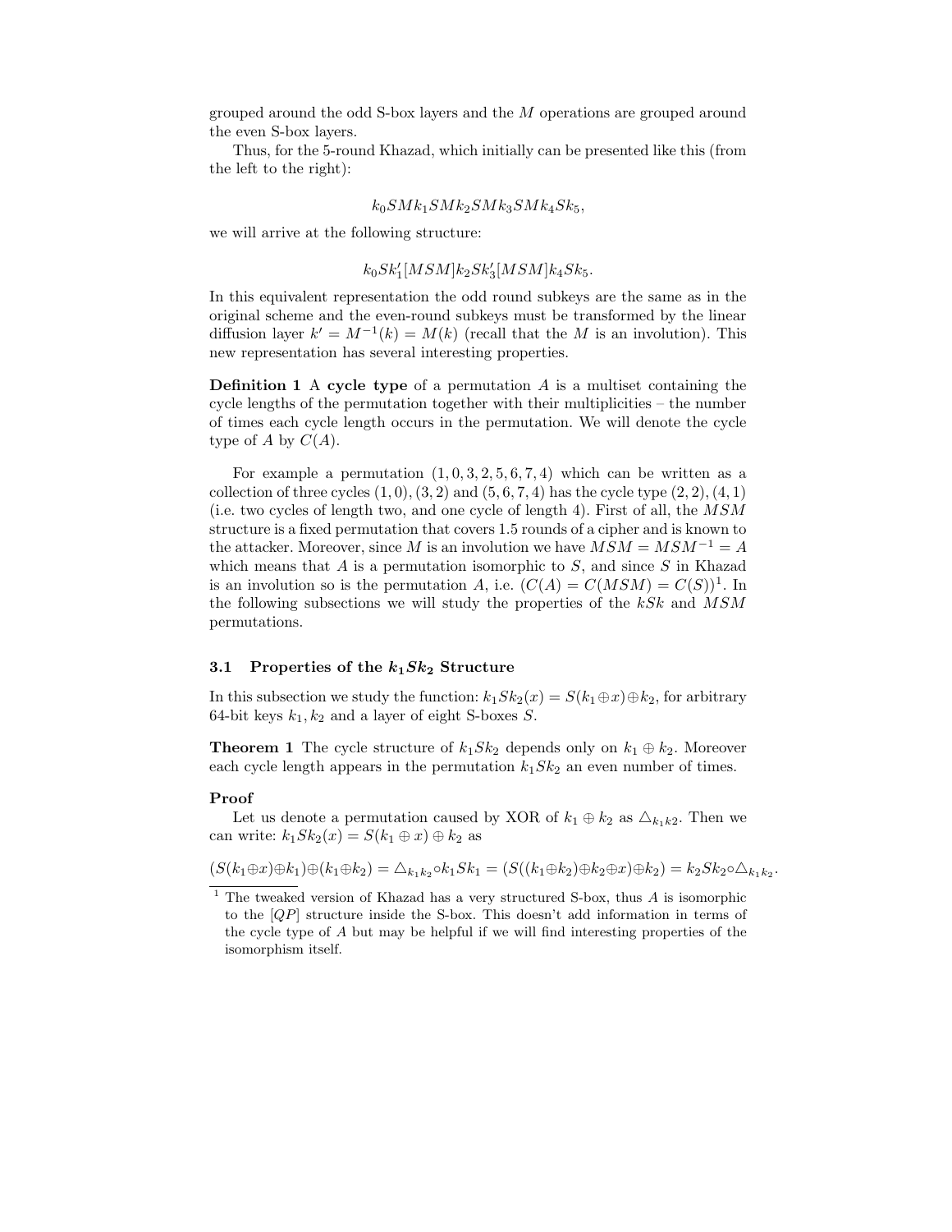grouped around the odd S-box layers and the $M$ operations are grouped around the even S-box layers.

Thus, for the 5-round Khazad, which initially can be presented like this (from the left to the right):

$$k_0SMk_1SMk_2SMk_3SMk_4Sk_5,$$

we will arrive at the following structure:

$$k_0Sk_1'[MSM]k_2Sk_3'[MSM]k_4Sk_5.$$

In this equivalent representation the odd round subkeys are the same as in the original scheme and the even-round subkeys must be transformed by the linear diffusion layer $k' = M^{-1}(k) = M(k)$ (recall that the $M$ is an involution). This new representation has several interesting properties.

**Definition 1** A **cycle type** of a permutation $A$ is a multiset containing the cycle lengths of the permutation together with their multiplicities – the number of times each cycle length occurs in the permutation. We will denote the cycle type of $A$ by $C(A)$.

For example a permutation $(1,0,3,2,5,6,7,4)$ which can be written as a collection of three cycles $(1,0)$, $(3,2)$ and $(5,6,7,4)$ has the cycle type $(2,2),(4,1)$ (i.e. two cycles of length two, and one cycle of length 4). First of all, the $MSM$ structure is a fixed permutation that covers 1.5 rounds of a cipher and is known to the attacker. Moreover, since $M$ is an involution we have $MSM = MSM^{-1} = A$ which means that $A$ is a permutation isomorphic to $S$, and since $S$ in Khazad is an involution so is the permutation $A$, i.e. $(C(A) = C(MSM) = C(S))$[1]. In the following subsections we will study the properties of the $kSk$ and $MSM$ permutations.

### 3.1 Properties of the $k_1Sk_2$ Structure

In this subsection we study the function: $k_1Sk_2(x) = S(k_1 \oplus x) \oplus k_2$, for arbitrary 64-bit keys $k_1, k_2$ and a layer of eight S-boxes $S$.

**Theorem 1** The cycle structure of $k_1Sk_2$ depends only on $k_1 \oplus k_2$. Moreover each cycle length appears in the permutation $k_1Sk_2$ an even number of times.

**Proof**

Let us denote a permutation caused by XOR of $k_1 \oplus k_2$ as $\triangle_{k_1k2}$. Then we can write: $k_1Sk_2(x) = S(k_1 \oplus x) \oplus k_2$ as

$$(S(k_1 \oplus x) \oplus k_1) \oplus (k_1 \oplus k_2) = \triangle_{k_1k_2} \circ k_1Sk_1 = (S((k_1 \oplus k_2) \oplus k_2 \oplus x) \oplus k_2) = k_2Sk_2 \circ \triangle_{k_1k_2}.$$

[1] The tweaked version of Khazad has a very structured S-box, thus $A$ is isomorphic to the $[QP]$ structure inside the S-box. This doesn't add information in terms of the cycle type of $A$ but may be helpful if we will find interesting properties of the isomorphism itself.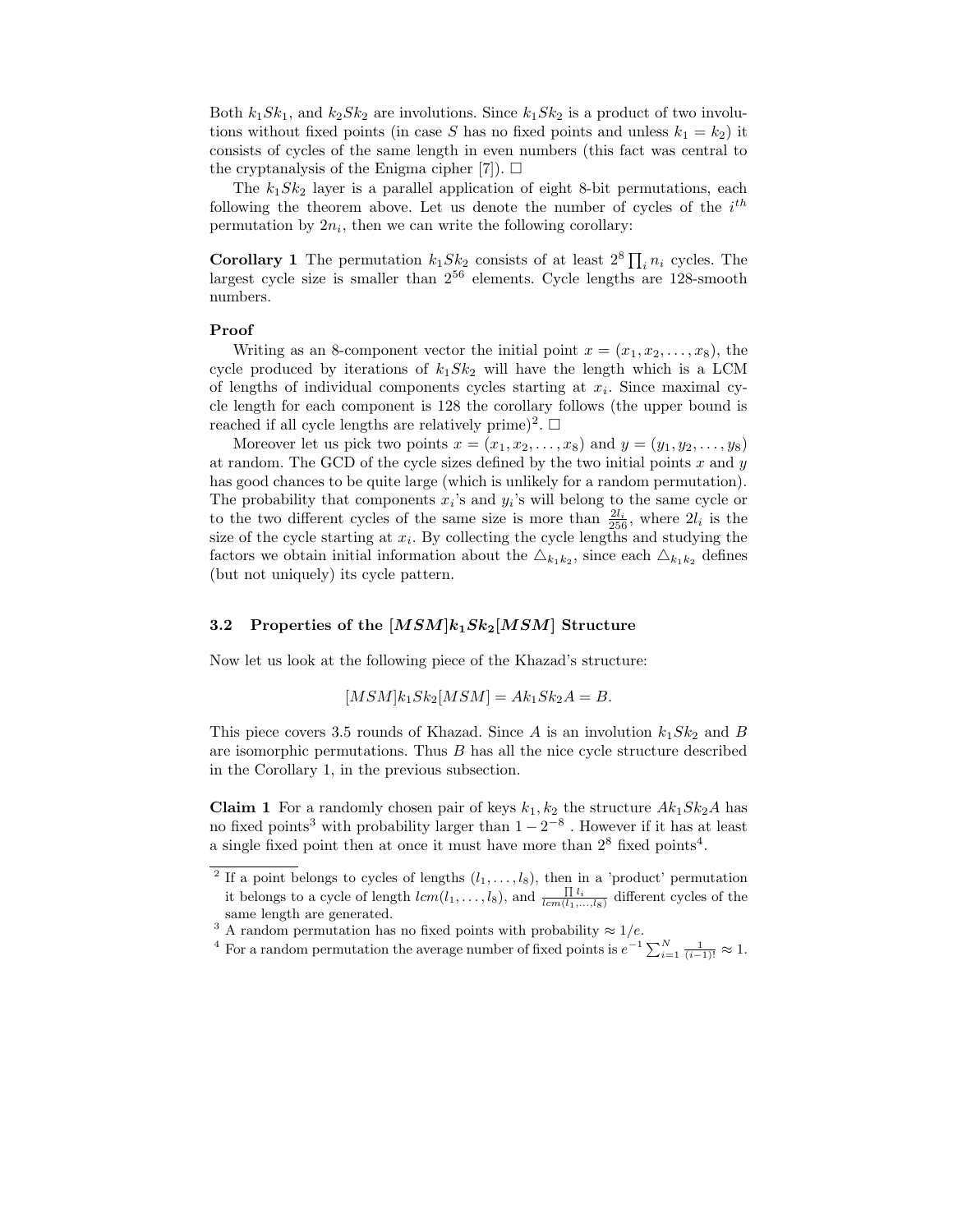Both $k_1Sk_1$, and $k_2Sk_2$ are involutions. Since $k_1Sk_2$ is a product of two involutions without fixed points (in case $S$ has no fixed points and unless $k_1 = k_2$) it consists of cycles of the same length in even numbers (this fact was central to the cryptanalysis of the Enigma cipher [7]). □

The $k_1Sk_2$ layer is a parallel application of eight 8-bit permutations, each following the theorem above. Let us denote the number of cycles of the $i^{th}$ permutation by $2n_i$, then we can write the following corollary:

**Corollary 1** The permutation $k_1Sk_2$ consists of at least $2^8 \prod_i n_i$ cycles. The largest cycle size is smaller than $2^{56}$ elements. Cycle lengths are 128-smooth numbers.

**Proof**

Writing as an 8-component vector the initial point $x = (x_1, x_2, \ldots, x_8)$, the cycle produced by iterations of $k_1Sk_2$ will have the length which is a LCM of lengths of individual components cycles starting at $x_i$. Since maximal cycle length for each component is 128 the corollary follows (the upper bound is reached if all cycle lengths are relatively prime)[2]. □

Moreover let us pick two points $x = (x_1, x_2, \ldots, x_8)$ and $y = (y_1, y_2, \ldots, y_8)$ at random. The GCD of the cycle sizes defined by the two initial points $x$ and $y$ has good chances to be quite large (which is unlikely for a random permutation). The probability that components $x_i$'s and $y_i$'s will belong to the same cycle or to the two different cycles of the same size is more than $\frac{2l_i}{256}$, where $2l_i$ is the size of the cycle starting at $x_i$. By collecting the cycle lengths and studying the factors we obtain initial information about the $\triangle_{k_1k_2}$, since each $\triangle_{k_1k_2}$ defines (but not uniquely) its cycle pattern.

### 3.2 Properties of the $[MSM]k_1Sk_2[MSM]$ Structure

Now let us look at the following piece of the Khazad's structure:

$$[MSM]k_1Sk_2[MSM] = Ak_1Sk_2A = B.$$

This piece covers 3.5 rounds of Khazad. Since $A$ is an involution $k_1Sk_2$ and $B$ are isomorphic permutations. Thus $B$ has all the nice cycle structure described in the Corollary 1, in the previous subsection.

**Claim 1** For a randomly chosen pair of keys $k_1, k_2$ the structure $Ak_1Sk_2A$ has no fixed points[3] with probability larger than $1 - 2^{-8}$ . However if it has at least a single fixed point then at once it must have more than $2^8$ fixed points[4].

---

[2] If a point belongs to cycles of lengths $(l_1, \ldots, l_8)$, then in a 'product' permutation it belongs to a cycle of length $lcm(l_1, \ldots, l_8)$, and $\frac{\prod l_i}{lcm(l_1,\ldots,l_8)}$ different cycles of the same length are generated.

[3] A random permutation has no fixed points with probability $\approx 1/e$.

[4] For a random permutation the average number of fixed points is $e^{-1} \sum_{i=1}^{N} \frac{1}{(i-1)!} \approx 1$.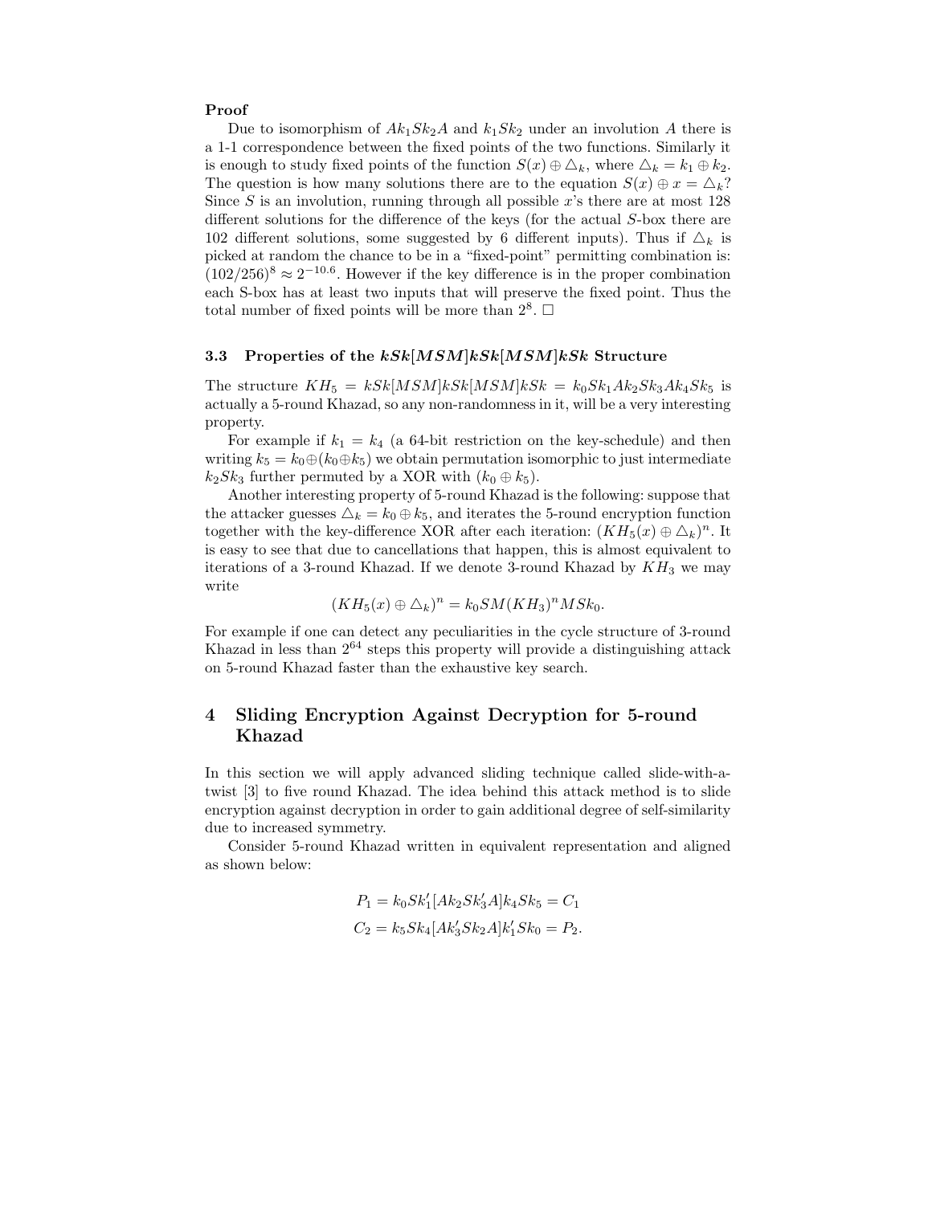**Proof**

Due to isomorphism of $Ak_1Sk_2A$ and $k_1Sk_2$ under an involution $A$ there is a 1-1 correspondence between the fixed points of the two functions. Similarly it is enough to study fixed points of the function $S(x) \oplus \triangle_k$, where $\triangle_k = k_1 \oplus k_2$. The question is how many solutions there are to the equation $S(x) \oplus x = \triangle_k$? Since $S$ is an involution, running through all possible $x$'s there are at most 128 different solutions for the difference of the keys (for the actual $S$-box there are 102 different solutions, some suggested by 6 different inputs). Thus if $\triangle_k$ is picked at random the chance to be in a "fixed-point" permitting combination is: $(102/256)^8 \approx 2^{-10.6}$. However if the key difference is in the proper combination each S-box has at least two inputs that will preserve the fixed point. Thus the total number of fixed points will be more than $2^8$. □

### 3.3 Properties of the $kSk[MSM]kSk[MSM]kSk$ Structure

The structure $KH_5 = kSk[MSM]kSk[MSM]kSk = k_0Sk_1Ak_2Sk_3Ak_4Sk_5$ is actually a 5-round Khazad, so any non-randomness in it, will be a very interesting property.

For example if $k_1 = k_4$ (a 64-bit restriction on the key-schedule) and then writing $k_5 = k_0 \oplus (k_0 \oplus k_5)$ we obtain permutation isomorphic to just intermediate $k_2Sk_3$ further permuted by a XOR with $(k_0 \oplus k_5)$.

Another interesting property of 5-round Khazad is the following: suppose that the attacker guesses $\triangle_k = k_0 \oplus k_5$, and iterates the 5-round encryption function together with the key-difference XOR after each iteration: $(KH_5(x) \oplus \triangle_k)^n$. It is easy to see that due to cancellations that happen, this is almost equivalent to iterations of a 3-round Khazad. If we denote 3-round Khazad by $KH_3$ we may write

$$(KH_5(x) \oplus \triangle_k)^n = k_0SM(KH_3)^nMSk_0.$$

For example if one can detect any peculiarities in the cycle structure of 3-round Khazad in less than $2^{64}$ steps this property will provide a distinguishing attack on 5-round Khazad faster than the exhaustive key search.

## 4 Sliding Encryption Against Decryption for 5-round Khazad

In this section we will apply advanced sliding technique called slide-with-a-twist [3] to five round Khazad. The idea behind this attack method is to slide encryption against decryption in order to gain additional degree of self-similarity due to increased symmetry.

Consider 5-round Khazad written in equivalent representation and aligned as shown below:

$$P_1 = k_0Sk_1'[Ak_2Sk_3'A]k_4Sk_5 = C_1$$
$$C_2 = k_5Sk_4[Ak_3'Sk_2A]k_1'Sk_0 = P_2.$$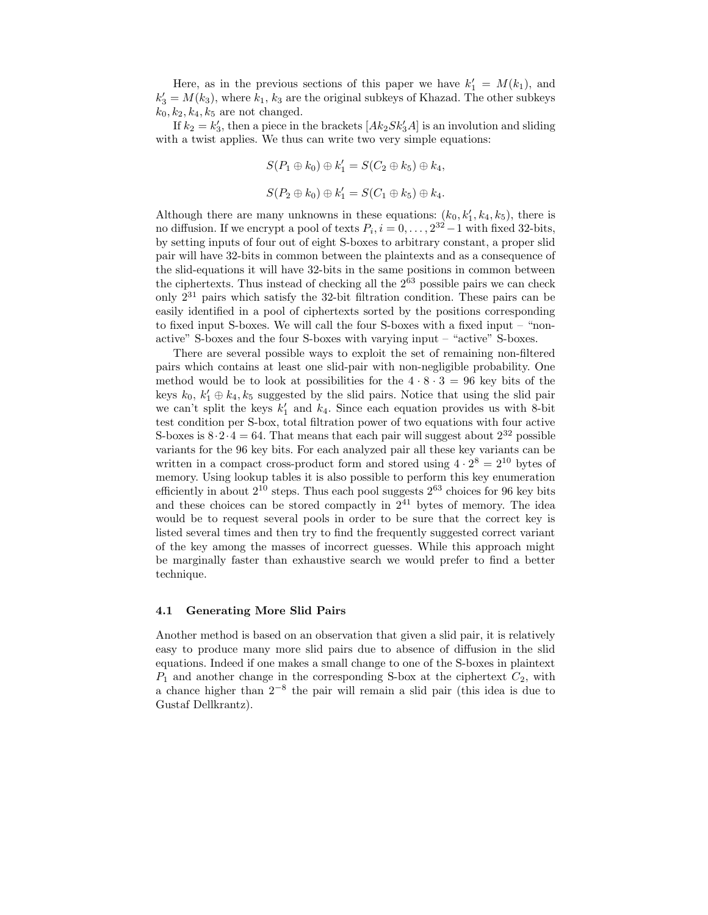Here, as in the previous sections of this paper we have $k_1' = M(k_1)$, and $k_3' = M(k_3)$, where $k_1$, $k_3$ are the original subkeys of Khazad. The other subkeys $k_0, k_2, k_4, k_5$ are not changed.

If $k_2 = k_3'$, then a piece in the brackets $[Ak_2Sk_3'A]$ is an involution and sliding with a twist applies. We thus can write two very simple equations:

$$S(P_1 \oplus k_0) \oplus k_1' = S(C_2 \oplus k_5) \oplus k_4,$$

$$S(P_2 \oplus k_0) \oplus k_1' = S(C_1 \oplus k_5) \oplus k_4.$$

Although there are many unknowns in these equations: $(k_0, k_1', k_4, k_5)$, there is no diffusion. If we encrypt a pool of texts $P_i, i = 0, \ldots, 2^{32}-1$ with fixed 32-bits, by setting inputs of four out of eight S-boxes to arbitrary constant, a proper slid pair will have 32-bits in common between the plaintexts and as a consequence of the slid-equations it will have 32-bits in the same positions in common between the ciphertexts. Thus instead of checking all the $2^{63}$ possible pairs we can check only $2^{31}$ pairs which satisfy the 32-bit filtration condition. These pairs can be easily identified in a pool of ciphertexts sorted by the positions corresponding to fixed input S-boxes. We will call the four S-boxes with a fixed input – "non-active" S-boxes and the four S-boxes with varying input – "active" S-boxes.

There are several possible ways to exploit the set of remaining non-filtered pairs which contains at least one slid-pair with non-negligible probability. One method would be to look at possibilities for the $4 \cdot 8 \cdot 3 = 96$ key bits of the keys $k_0$, $k_1' \oplus k_4, k_5$ suggested by the slid pairs. Notice that using the slid pair we can't split the keys $k_1'$ and $k_4$. Since each equation provides us with 8-bit test condition per S-box, total filtration power of two equations with four active S-boxes is $8 \cdot 2 \cdot 4 = 64$. That means that each pair will suggest about $2^{32}$ possible variants for the 96 key bits. For each analyzed pair all these key variants can be written in a compact cross-product form and stored using $4 \cdot 2^8 = 2^{10}$ bytes of memory. Using lookup tables it is also possible to perform this key enumeration efficiently in about $2^{10}$ steps. Thus each pool suggests $2^{63}$ choices for 96 key bits and these choices can be stored compactly in $2^{41}$ bytes of memory. The idea would be to request several pools in order to be sure that the correct key is listed several times and then try to find the frequently suggested correct variant of the key among the masses of incorrect guesses. While this approach might be marginally faster than exhaustive search we would prefer to find a better technique.

### 4.1 Generating More Slid Pairs

Another method is based on an observation that given a slid pair, it is relatively easy to produce many more slid pairs due to absence of diffusion in the slid equations. Indeed if one makes a small change to one of the S-boxes in plaintext $P_1$ and another change in the corresponding S-box at the ciphertext $C_2$, with a chance higher than $2^{-8}$ the pair will remain a slid pair (this idea is due to Gustaf Dellkrantz).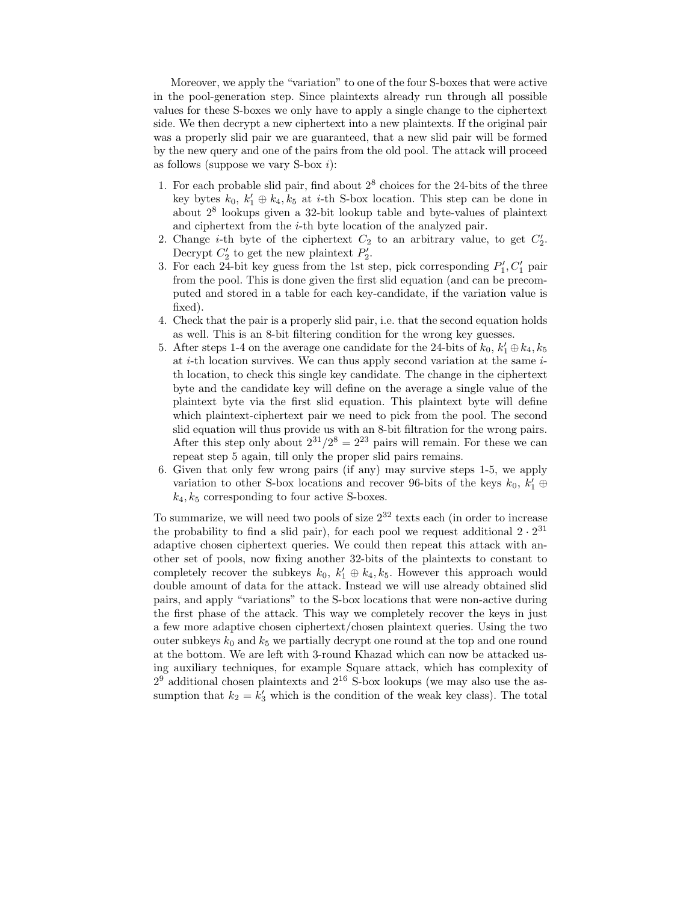Moreover, we apply the "variation" to one of the four S-boxes that were active in the pool-generation step. Since plaintexts already run through all possible values for these S-boxes we only have to apply a single change to the ciphertext side. We then decrypt a new ciphertext into a new plaintexts. If the original pair was a properly slid pair we are guaranteed, that a new slid pair will be formed by the new query and one of the pairs from the old pool. The attack will proceed as follows (suppose we vary S-box $i$):

1. For each probable slid pair, find about $2^8$ choices for the 24-bits of the three key bytes $k_0$, $k'_1 \oplus k_4, k_5$ at $i$-th S-box location. This step can be done in about $2^8$ lookups given a 32-bit lookup table and byte-values of plaintext and ciphertext from the $i$-th byte location of the analyzed pair.
2. Change $i$-th byte of the ciphertext $C_2$ to an arbitrary value, to get $C'_2$. Decrypt $C'_2$ to get the new plaintext $P'_2$.
3. For each 24-bit key guess from the 1st step, pick corresponding $P'_1, C'_1$ pair from the pool. This is done given the first slid equation (and can be precomputed and stored in a table for each key-candidate, if the variation value is fixed).
4. Check that the pair is a properly slid pair, i.e. that the second equation holds as well. This is an 8-bit filtering condition for the wrong key guesses.
5. After steps 1-4 on the average one candidate for the 24-bits of $k_0$, $k'_1 \oplus k_4, k_5$ at $i$-th location survives. We can thus apply second variation at the same $i$-th location, to check this single key candidate. The change in the ciphertext byte and the candidate key will define on the average a single value of the plaintext byte via the first slid equation. This plaintext byte will define which plaintext-ciphertext pair we need to pick from the pool. The second slid equation will thus provide us with an 8-bit filtration for the wrong pairs. After this step only about $2^{31}/2^8 = 2^{23}$ pairs will remain. For these we can repeat step 5 again, till only the proper slid pairs remains.
6. Given that only few wrong pairs (if any) may survive steps 1-5, we apply variation to other S-box locations and recover 96-bits of the keys $k_0$, $k'_1 \oplus k_4, k_5$ corresponding to four active S-boxes.

To summarize, we will need two pools of size $2^{32}$ texts each (in order to increase the probability to find a slid pair), for each pool we request additional $2 \cdot 2^{31}$ adaptive chosen ciphertext queries. We could then repeat this attack with another set of pools, now fixing another 32-bits of the plaintexts to constant to completely recover the subkeys $k_0$, $k'_1 \oplus k_4, k_5$. However this approach would double amount of data for the attack. Instead we will use already obtained slid pairs, and apply "variations" to the S-box locations that were non-active during the first phase of the attack. This way we completely recover the keys in just a few more adaptive chosen ciphertext/chosen plaintext queries. Using the two outer subkeys $k_0$ and $k_5$ we partially decrypt one round at the top and one round at the bottom. We are left with 3-round Khazad which can now be attacked using auxiliary techniques, for example Square attack, which has complexity of $2^9$ additional chosen plaintexts and $2^{16}$ S-box lookups (we may also use the assumption that $k_2 = k'_3$ which is the condition of the weak key class). The total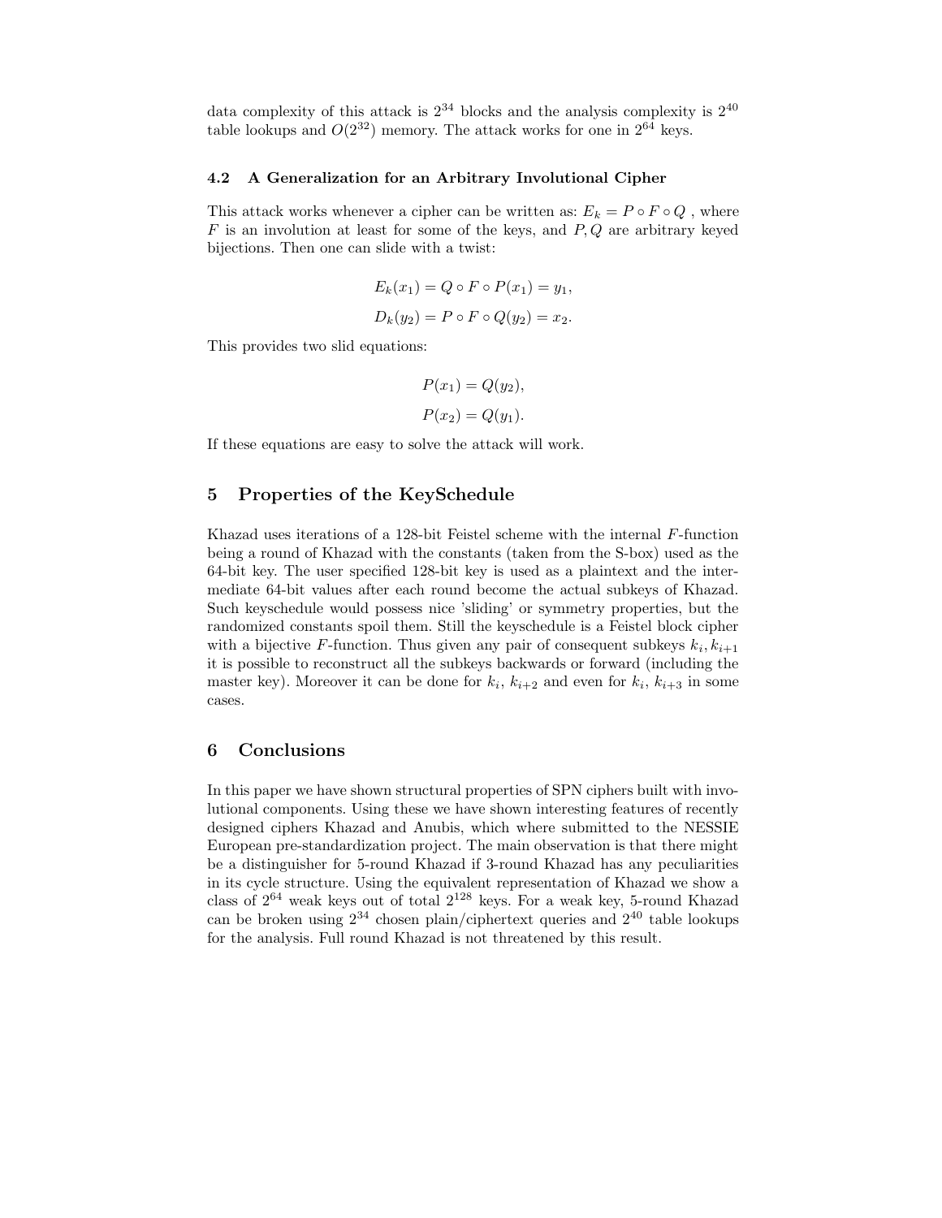data complexity of this attack is $2^{34}$ blocks and the analysis complexity is $2^{40}$ table lookups and $O(2^{32})$ memory. The attack works for one in $2^{64}$ keys.

### 4.2 A Generalization for an Arbitrary Involutional Cipher

This attack works whenever a cipher can be written as: $E_k = P \circ F \circ Q$ , where $F$ is an involution at least for some of the keys, and $P, Q$ are arbitrary keyed bijections. Then one can slide with a twist:

$$E_k(x_1) = Q \circ F \circ P(x_1) = y_1,$$

$$D_k(y_2) = P \circ F \circ Q(y_2) = x_2.$$

This provides two slid equations:

$$P(x_1) = Q(y_2),$$

$$P(x_2) = Q(y_1).$$

If these equations are easy to solve the attack will work.

## 5 Properties of the KeySchedule

Khazad uses iterations of a 128-bit Feistel scheme with the internal $F$-function being a round of Khazad with the constants (taken from the S-box) used as the 64-bit key. The user specified 128-bit key is used as a plaintext and the intermediate 64-bit values after each round become the actual subkeys of Khazad. Such keyschedule would possess nice 'sliding' or symmetry properties, but the randomized constants spoil them. Still the keyschedule is a Feistel block cipher with a bijective $F$-function. Thus given any pair of consequent subkeys $k_i, k_{i+1}$ it is possible to reconstruct all the subkeys backwards or forward (including the master key). Moreover it can be done for $k_i$, $k_{i+2}$ and even for $k_i$, $k_{i+3}$ in some cases.

## 6 Conclusions

In this paper we have shown structural properties of SPN ciphers built with involutional components. Using these we have shown interesting features of recently designed ciphers Khazad and Anubis, which where submitted to the NESSIE European pre-standardization project. The main observation is that there might be a distinguisher for 5-round Khazad if 3-round Khazad has any peculiarities in its cycle structure. Using the equivalent representation of Khazad we show a class of $2^{64}$ weak keys out of total $2^{128}$ keys. For a weak key, 5-round Khazad can be broken using $2^{34}$ chosen plain/ciphertext queries and $2^{40}$ table lookups for the analysis. Full round Khazad is not threatened by this result.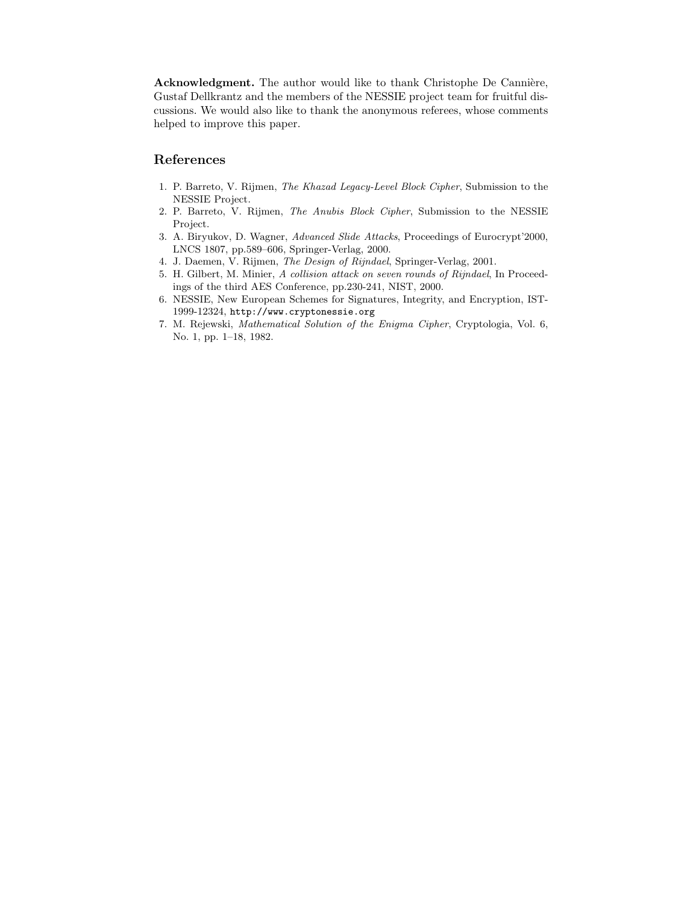**Acknowledgment.** The author would like to thank Christophe De Cannière, Gustaf Dellkrantz and the members of the NESSIE project team for fruitful discussions. We would also like to thank the anonymous referees, whose comments helped to improve this paper.

## References

1. P. Barreto, V. Rijmen, *The Khazad Legacy-Level Block Cipher*, Submission to the NESSIE Project.
2. P. Barreto, V. Rijmen, *The Anubis Block Cipher*, Submission to the NESSIE Project.
3. A. Biryukov, D. Wagner, *Advanced Slide Attacks*, Proceedings of Eurocrypt'2000, LNCS 1807, pp.589–606, Springer-Verlag, 2000.
4. J. Daemen, V. Rijmen, *The Design of Rijndael*, Springer-Verlag, 2001.
5. H. Gilbert, M. Minier, *A collision attack on seven rounds of Rijndael*, In Proceedings of the third AES Conference, pp.230-241, NIST, 2000.
6. NESSIE, New European Schemes for Signatures, Integrity, and Encryption, IST-1999-12324, `http://www.cryptonessie.org`
7. M. Rejewski, *Mathematical Solution of the Enigma Cipher*, Cryptologia, Vol. 6, No. 1, pp. 1–18, 1982.